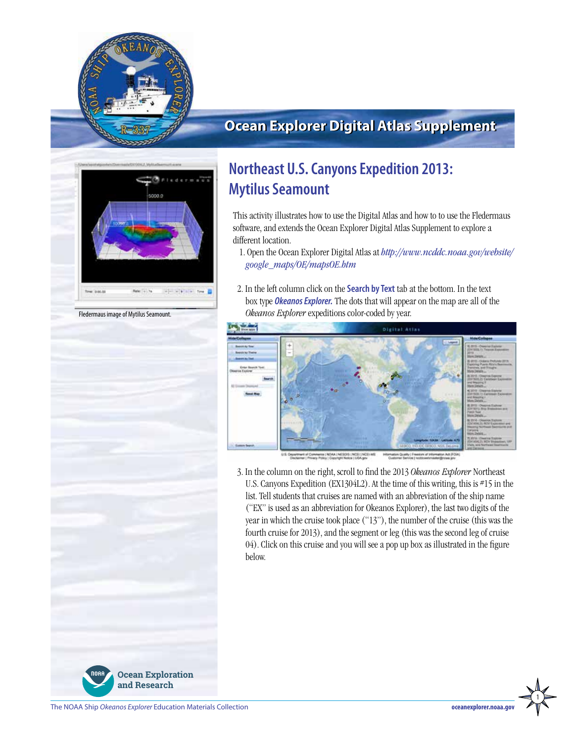# Ocean Explorer Digital Atlas Supplement

## Northeast U.S. Canyons Expedition 2013: Mytilus Seamount

Fledermaus image of Mytilus Seamount.

This activity illustrates how to use the Digital Atlas and how to to use the Fledermaus software, and extends the Ocean Explorer Digital Atlas Supplement to explore a different location.

1. Open the Ocean Explorer Digital Atlas at *http://www.ncddc.noaa.gov/website/google_maps/OE/mapsOE.htm*

2. In the left column click on the **Search by Text** tab at the bottom. In the text box type ***Okeanos Explorer.*** The dots that will appear on the map are all of the *Okeanos Explorer* expeditions color-coded by year.

3. In the column on the right, scroll to find the 2013 *Okeanos Explorer* Northeast U.S. Canyons Expedition (EX1304L2). At the time of this writing, this is #15 in the list. Tell students that cruises are named with an abbreviation of the ship name ("EX" is used as an abbreviation for Okeanos Explorer), the last two digits of the year in which the cruise took place ("13"), the number of the cruise (this was the fourth cruise for 2013), and the segment or leg (this was the second leg of cruise 04). Click on this cruise and you will see a pop up box as illustrated in the figure below.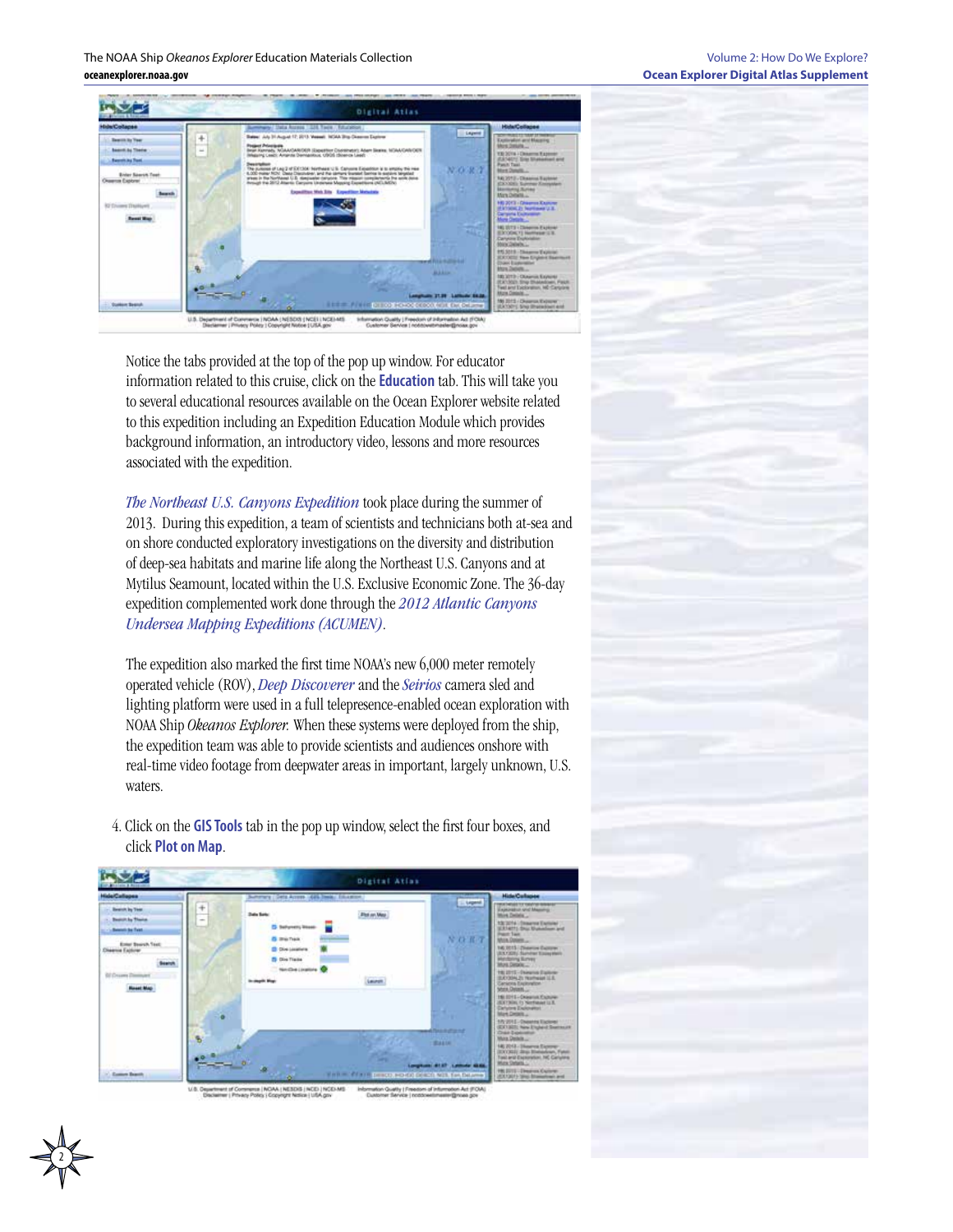Notice the tabs provided at the top of the pop up window. For educator information related to this cruise, click on the **Education** tab. This will take you to several educational resources available on the Ocean Explorer website related to this expedition including an Expedition Education Module which provides background information, an introductory video, lessons and more resources associated with the expedition.

*The Northeast U.S. Canyons Expedition* took place during the summer of 2013. During this expedition, a team of scientists and technicians both at-sea and on shore conducted exploratory investigations on the diversity and distribution of deep-sea habitats and marine life along the Northeast U.S. Canyons and at Mytilus Seamount, located within the U.S. Exclusive Economic Zone. The 36-day expedition complemented work done through the *2012 Atlantic Canyons Undersea Mapping Expeditions (ACUMEN)*.

The expedition also marked the first time NOAA's new 6,000 meter remotely operated vehicle (ROV), *Deep Discoverer* and the *Seirios* camera sled and lighting platform were used in a full telepresence-enabled ocean exploration with NOAA Ship *Okeanos Explorer.* When these systems were deployed from the ship, the expedition team was able to provide scientists and audiences onshore with real-time video footage from deepwater areas in important, largely unknown, U.S. waters.

4. Click on the **GIS Tools** tab in the pop up window, select the first four boxes, and click **Plot on Map**.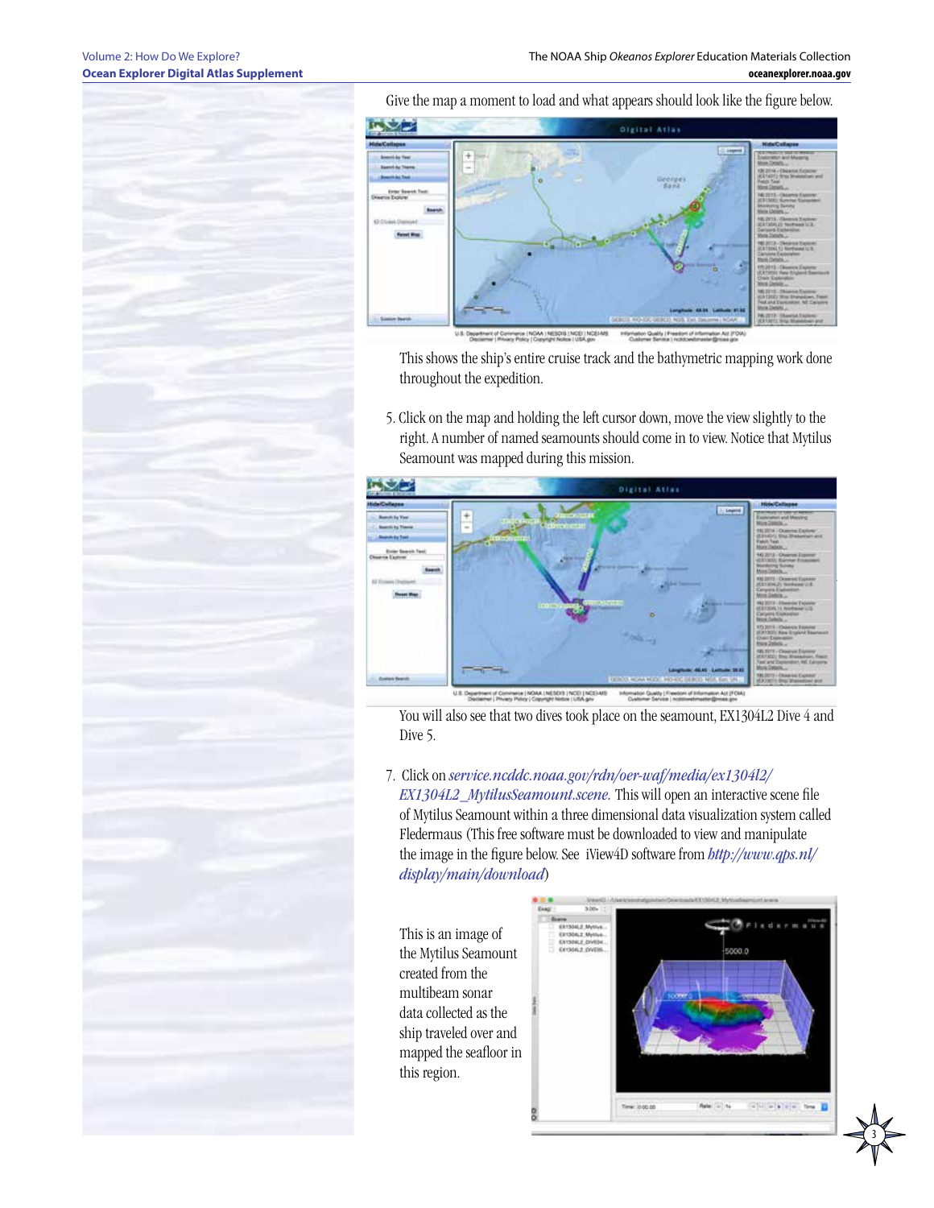Give the map a moment to load and what appears should look like the figure below.

This shows the ship's entire cruise track and the bathymetric mapping work done throughout the expedition.

5. Click on the map and holding the left cursor down, move the view slightly to the right. A number of named seamounts should come in to view. Notice that Mytilus Seamount was mapped during this mission.

You will also see that two dives took place on the seamount, EX1304L2 Dive 4 and Dive 5.

7. Click on *service.ncddc.noaa.gov/rdn/oer-waf/media/ex1304l2/EX1304L2_MytilusSeamount.scene*. This will open an interactive scene file of Mytilus Seamount within a three dimensional data visualization system called Fledermaus (This free software must be downloaded to view and manipulate the image in the figure below. See iView4D software from *http://www.qps.nl/display/main/download*)

This is an image of the Mytilus Seamount created from the multibeam sonar data collected as the ship traveled over and mapped the seafloor in this region.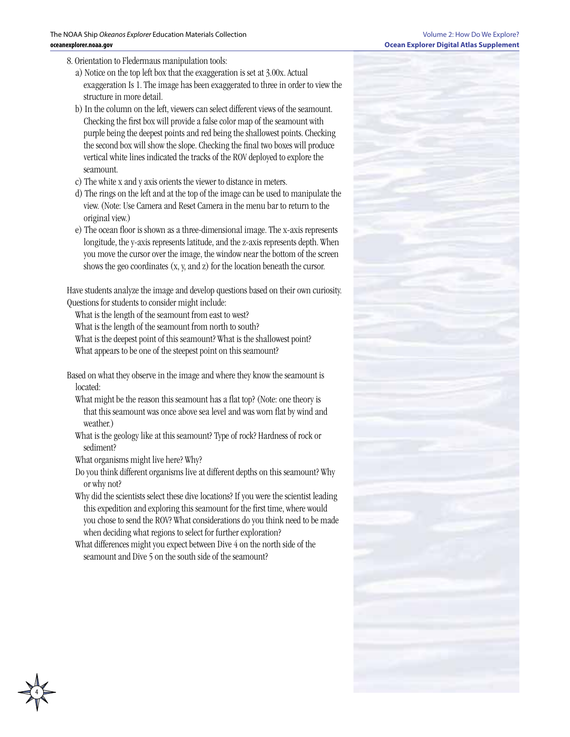8. Orientation to Fledermaus manipulation tools:
   a) Notice on the top left box that the exaggeration is set at 3.00x. Actual exaggeration Is 1. The image has been exaggerated to three in order to view the structure in more detail.
   b) In the column on the left, viewers can select different views of the seamount. Checking the first box will provide a false color map of the seamount with purple being the deepest points and red being the shallowest points. Checking the second box will show the slope. Checking the final two boxes will produce vertical white lines indicated the tracks of the ROV deployed to explore the seamount.
   c) The white x and y axis orients the viewer to distance in meters.
   d) The rings on the left and at the top of the image can be used to manipulate the view. (Note: Use Camera and Reset Camera in the menu bar to return to the original view.)
   e) The ocean floor is shown as a three-dimensional image. The x-axis represents longitude, the y-axis represents latitude, and the z-axis represents depth. When you move the cursor over the image, the window near the bottom of the screen shows the geo coordinates (x, y, and z) for the location beneath the cursor.

Have students analyze the image and develop questions based on their own curiosity. Questions for students to consider might include:

What is the length of the seamount from east to west?
What is the length of the seamount from north to south?
What is the deepest point of this seamount? What is the shallowest point?
What appears to be one of the steepest point on this seamount?

Based on what they observe in the image and where they know the seamount is located:

What might be the reason this seamount has a flat top? (Note: one theory is that this seamount was once above sea level and was worn flat by wind and weather.)
What is the geology like at this seamount? Type of rock? Hardness of rock or sediment?
What organisms might live here? Why?
Do you think different organisms live at different depths on this seamount? Why or why not?
Why did the scientists select these dive locations? If you were the scientist leading this expedition and exploring this seamount for the first time, where would you chose to send the ROV? What considerations do you think need to be made when deciding what regions to select for further exploration?
What differences might you expect between Dive 4 on the north side of the seamount and Dive 5 on the south side of the seamount?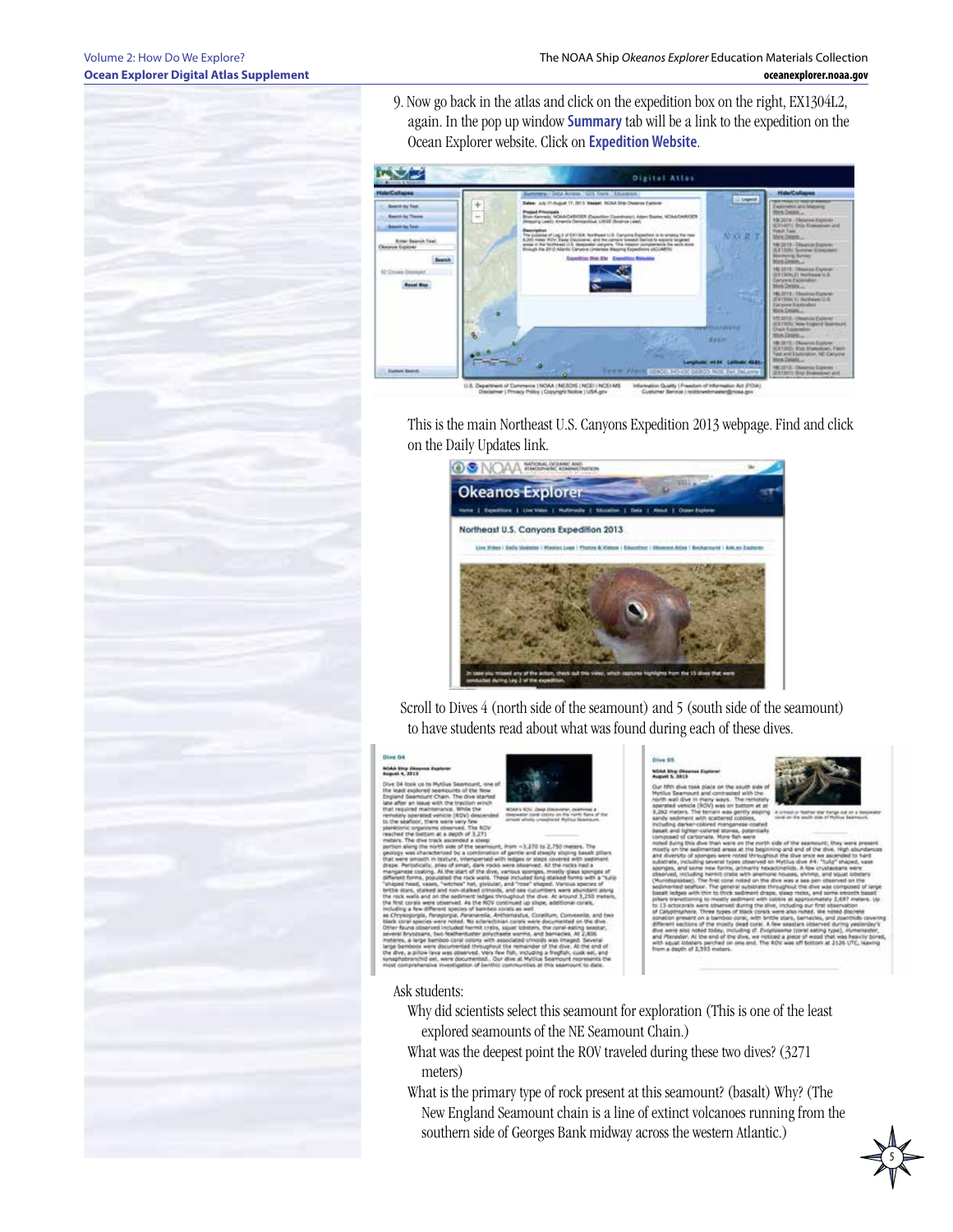9. Now go back in the atlas and click on the expedition box on the right, EX1304L2, again. In the pop up window **Summary** tab will be a link to the expedition on the Ocean Explorer website. Click on **Expedition Website**.

This is the main Northeast U.S. Canyons Expedition 2013 webpage. Find and click on the Daily Updates link.

Scroll to Dives 4 (north side of the seamount) and 5 (south side of the seamount) to have students read about what was found during each of these dives.

Ask students:

Why did scientists select this seamount for exploration (This is one of the least explored seamounts of the NE Seamount Chain.)

What was the deepest point the ROV traveled during these two dives? (3271 meters)

What is the primary type of rock present at this seamount? (basalt) Why? (The New England Seamount chain is a line of extinct volcanoes running from the southern side of Georges Bank midway across the western Atlantic.)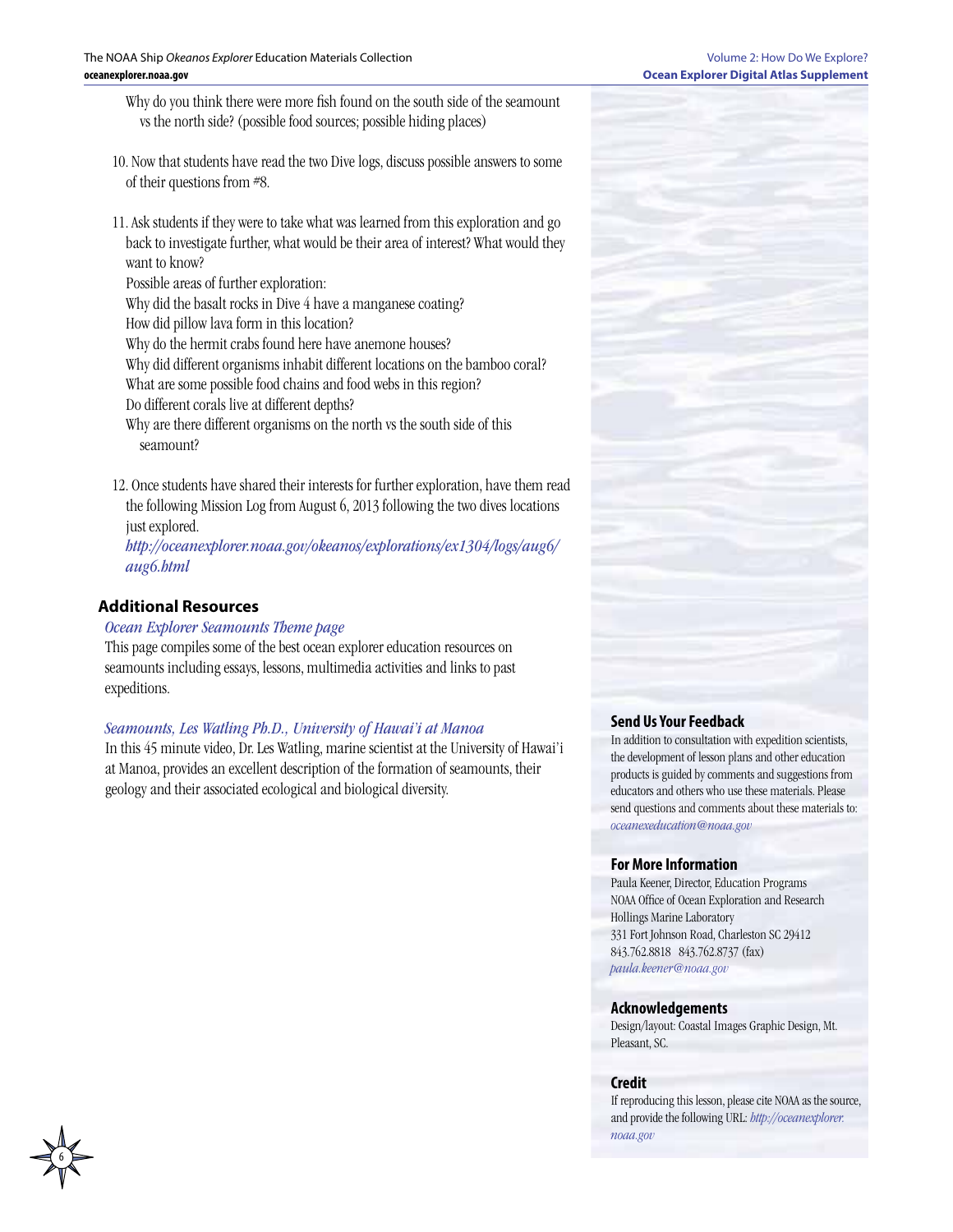Why do you think there were more fish found on the south side of the seamount vs the north side? (possible food sources; possible hiding places)

10. Now that students have read the two Dive logs, discuss possible answers to some of their questions from #8.

11. Ask students if they were to take what was learned from this exploration and go back to investigate further, what would be their area of interest? What would they want to know?
    Possible areas of further exploration:
    Why did the basalt rocks in Dive 4 have a manganese coating?
    How did pillow lava form in this location?
    Why do the hermit crabs found here have anemone houses?
    Why did different organisms inhabit different locations on the bamboo coral?
    What are some possible food chains and food webs in this region?
    Do different corals live at different depths?
    Why are there different organisms on the north vs the south side of this seamount?

12. Once students have shared their interests for further exploration, have them read the following Mission Log from August 6, 2013 following the two dives locations just explored.
    *http://oceanexplorer.noaa.gov/okeanos/explorations/ex1304/logs/aug6/aug6.html*

## Additional Resources

*Ocean Explorer Seamounts Theme page*
This page compiles some of the best ocean explorer education resources on seamounts including essays, lessons, multimedia activities and links to past expeditions.

*Seamounts, Les Watling Ph.D., University of Hawai'i at Manoa*
In this 45 minute video, Dr. Les Watling, marine scientist at the University of Hawai'i at Manoa, provides an excellent description of the formation of seamounts, their geology and their associated ecological and biological diversity.

### Send Us Your Feedback

In addition to consultation with expedition scientists, the development of lesson plans and other education products is guided by comments and suggestions from educators and others who use these materials. Please send questions and comments about these materials to: *oceanexeducation@noaa.gov*

### For More Information

Paula Keener, Director, Education Programs
NOAA Office of Ocean Exploration and Research
Hollings Marine Laboratory
331 Fort Johnson Road, Charleston SC 29412
843.762.8818 843.762.8737 (fax)
*paula.keener@noaa.gov*

### Acknowledgements

Design/layout: Coastal Images Graphic Design, Mt. Pleasant, SC.

### Credit

If reproducing this lesson, please cite NOAA as the source, and provide the following URL: *http://oceanexplorer.noaa.gov*